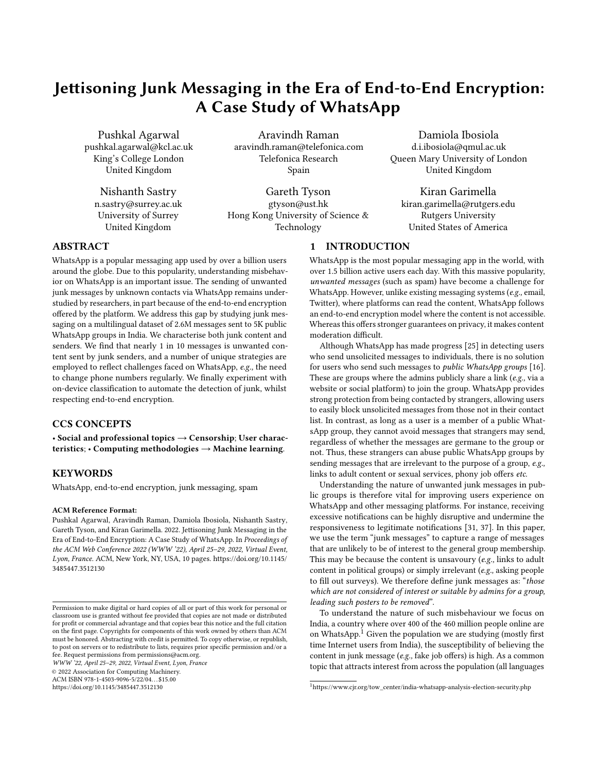# Jettisoning Junk Messaging in the Era of End-to-End Encryption: A Case Study of WhatsApp

Pushkal Agarwal
pushkal.agarwal@kcl.ac.uk
King's College London
United Kingdom

Aravindh Raman
aravindh.raman@telefonica.com
Telefonica Research
Spain

Damiola Ibosiola
d.i.ibosiola@qmul.ac.uk
Queen Mary University of London
United Kingdom

Nishanth Sastry
n.sastry@surrey.ac.uk
University of Surrey
United Kingdom

Gareth Tyson
gtyson@ust.hk
Hong Kong University of Science & Technology

Kiran Garimella
kiran.garimella@rutgers.edu
Rutgers University
United States of America

## ABSTRACT

WhatsApp is a popular messaging app used by over a billion users around the globe. Due to this popularity, understanding misbehavior on WhatsApp is an important issue. The sending of unwanted junk messages by unknown contacts via WhatsApp remains understudied by researchers, in part because of the end-to-end encryption offered by the platform. We address this gap by studying junk messaging on a multilingual dataset of 2.6M messages sent to 5K public WhatsApp groups in India. We characterise both junk content and senders. We find that nearly 1 in 10 messages is unwanted content sent by junk senders, and a number of unique strategies are employed to reflect challenges faced on WhatsApp, *e.g.,* the need to change phone numbers regularly. We finally experiment with on-device classification to automate the detection of junk, whilst respecting end-to-end encryption.

## CCS CONCEPTS

• **Social and professional topics → Censorship**; **User characteristics**; • **Computing methodologies → Machine learning**.

## KEYWORDS

WhatsApp, end-to-end encryption, junk messaging, spam

**ACM Reference Format:**
Pushkal Agarwal, Aravindh Raman, Damiola Ibosiola, Nishanth Sastry, Gareth Tyson, and Kiran Garimella. 2022. Jettisoning Junk Messaging in the Era of End-to-End Encryption: A Case Study of WhatsApp. In *Proceedings of the ACM Web Conference 2022 (WWW '22), April 25–29, 2022, Virtual Event, Lyon, France.* ACM, New York, NY, USA, 10 pages. https://doi.org/10.1145/3485447.3512130

Permission to make digital or hard copies of all or part of this work for personal or classroom use is granted without fee provided that copies are not made or distributed for profit or commercial advantage and that copies bear this notice and the full citation on the first page. Copyrights for components of this work owned by others than ACM must be honored. Abstracting with credit is permitted. To copy otherwise, or republish, to post on servers or to redistribute to lists, requires prior specific permission and/or a fee. Request permissions from permissions@acm.org.
*WWW '22, April 25–29, 2022, Virtual Event, Lyon, France*
© 2022 Association for Computing Machinery.
ACM ISBN 978-1-4503-9096-5/22/04…$15.00
https://doi.org/10.1145/3485447.3512130

## 1 INTRODUCTION

WhatsApp is the most popular messaging app in the world, with over 1.5 billion active users each day. With this massive popularity, *unwanted messages* (such as spam) have become a challenge for WhatsApp. However, unlike existing messaging systems (*e.g.,* email, Twitter), where platforms can read the content, WhatsApp follows an end-to-end encryption model where the content is not accessible. Whereas this offers stronger guarantees on privacy, it makes content moderation difficult.

Although WhatsApp has made progress [25] in detecting users who send unsolicited messages to individuals, there is no solution for users who send such messages to *public WhatsApp groups* [16]. These are groups where the admins publicly share a link (*e.g.,* via a website or social platform) to join the group. WhatsApp provides strong protection from being contacted by strangers, allowing users to easily block unsolicited messages from those not in their contact list. In contrast, as long as a user is a member of a public WhatsApp group, they cannot avoid messages that strangers may send, regardless of whether the messages are germane to the group or not. Thus, these strangers can abuse public WhatsApp groups by sending messages that are irrelevant to the purpose of a group, *e.g.,* links to adult content or sexual services, phony job offers *etc.*

Understanding the nature of unwanted junk messages in public groups is therefore vital for improving users experience on WhatsApp and other messaging platforms. For instance, receiving excessive notifications can be highly disruptive and undermine the responsiveness to legitimate notifications [31, 37]. In this paper, we use the term "junk messages" to capture a range of messages that are unlikely to be of interest to the general group membership. This may be because the content is unsavoury (*e.g.,* links to adult content in political groups) or simply irrelevant (*e.g.,* asking people to fill out surveys). We therefore define junk messages as: "*those which are not considered of interest or suitable by admins for a group, leading such posters to be removed*".

To understand the nature of such misbehaviour we focus on India, a country where over 400 of the 460 million people online are on WhatsApp.[1] Given the population we are studying (mostly first time Internet users from India), the susceptibility of believing the content in junk message (*e.g.,* fake job offers) is high. As a common topic that attracts interest from across the population (all languages

[1] https://www.cjr.org/tow_center/india-whatsapp-analysis-election-security.php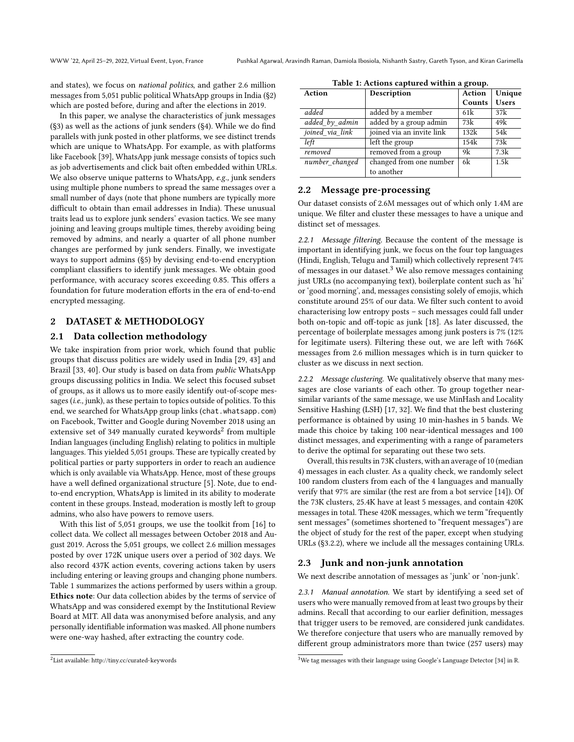and states), we focus on *national politics*, and gather 2.6 million messages from 5,051 public political WhatsApp groups in India (§2) which are posted before, during and after the elections in 2019.

In this paper, we analyse the characteristics of junk messages (§3) as well as the actions of junk senders (§4). While we do find parallels with junk posted in other platforms, we see distinct trends which are unique to WhatsApp. For example, as with platforms like Facebook [39], WhatsApp junk message consists of topics such as job advertisements and click bait often embedded within URLs. We also observe unique patterns to WhatsApp, *e.g.,* junk senders using multiple phone numbers to spread the same messages over a small number of days (note that phone numbers are typically more difficult to obtain than email addresses in India). These unusual traits lead us to explore junk senders' evasion tactics. We see many joining and leaving groups multiple times, thereby avoiding being removed by admins, and nearly a quarter of all phone number changes are performed by junk senders. Finally, we investigate ways to support admins (§5) by devising end-to-end encryption compliant classifiers to identify junk messages. We obtain good performance, with accuracy scores exceeding 0.85. This offers a foundation for future moderation efforts in the era of end-to-end encrypted messaging.

## 2 DATASET & METHODOLOGY

### 2.1 Data collection methodology

We take inspiration from prior work, which found that public groups that discuss politics are widely used in India [29, 43] and Brazil [33, 40]. Our study is based on data from *public* WhatsApp groups discussing politics in India. We select this focused subset of groups, as it allows us to more easily identify out-of-scope messages (*i.e.,* junk), as these pertain to topics outside of politics. To this end, we searched for WhatsApp group links (chat.whatsapp.com) on Facebook, Twitter and Google during November 2018 using an extensive set of 349 manually curated keywords[2] from multiple Indian languages (including English) relating to politics in multiple languages. This yielded 5,051 groups. These are typically created by political parties or party supporters in order to reach an audience which is only available via WhatsApp. Hence, most of these groups have a well defined organizational structure [5]. Note, due to end-to-end encryption, WhatsApp is limited in its ability to moderate content in these groups. Instead, moderation is mostly left to group admins, who also have powers to remove users.

With this list of 5,051 groups, we use the toolkit from [16] to collect data. We collect all messages between October 2018 and August 2019. Across the 5,051 groups, we collect 2.6 million messages posted by over 172K unique users over a period of 302 days. We also record 437K action events, covering actions taken by users including entering or leaving groups and changing phone numbers. Table 1 summarizes the actions performed by users within a group. **Ethics note**: Our data collection abides by the terms of service of WhatsApp and was considered exempt by the Institutional Review Board at MIT. All data was anonymised before analysis, and any personally identifiable information was masked. All phone numbers were one-way hashed, after extracting the country code.

[2] List available: http://tiny.cc/curated-keywords

**Table 1: Actions captured within a group.**

| Action | Description | Action Counts | Unique Users |
|---|---|---|---|
| *added* | added by a member | 61k | 37k |
| *added_by_admin* | added by a group admin | 73k | 49k |
| *joined_via_link* | joined via an invite link | 132k | 54k |
| *left* | left the group | 154k | 73k |
| *removed* | removed from a group | 9k | 7.3k |
| *number_changed* | changed from one number to another | 6k | 1.5k |

### 2.2 Message pre-processing

Our dataset consists of 2.6M messages out of which only 1.4M are unique. We filter and cluster these messages to have a unique and distinct set of messages.

*2.2.1 Message filtering.* Because the content of the message is important in identifying junk, we focus on the four top languages (Hindi, English, Telugu and Tamil) which collectively represent 74% of messages in our dataset.[3] We also remove messages containing just URLs (no accompanying text), boilerplate content such as 'hi' or 'good morning', and, messages consisting solely of emojis, which constitute around 25% of our data. We filter such content to avoid characterising low entropy posts – such messages could fall under both on-topic and off-topic as junk [18]. As later discussed, the percentage of boilerplate messages among junk posters is 7% (12% for legitimate users). Filtering these out, we are left with 766K messages from 2.6 million messages which is in turn quicker to cluster as we discuss in next section.

*2.2.2 Message clustering.* We qualitatively observe that many messages are close variants of each other. To group together near-similar variants of the same message, we use MinHash and Locality Sensitive Hashing (LSH) [17, 32]. We find that the best clustering performance is obtained by using 10 min-hashes in 5 bands. We made this choice by taking 100 near-identical messages and 100 distinct messages, and experimenting with a range of parameters to derive the optimal for separating out these two sets.

Overall, this results in 73K clusters, with an average of 10 (median 4) messages in each cluster. As a quality check, we randomly select 100 random clusters from each of the 4 languages and manually verify that 97% are similar (the rest are from a bot service [14]). Of the 73K clusters, 25.4K have at least 5 messages, and contain 420K messages in total. These 420K messages, which we term "frequently sent messages" (sometimes shortened to "frequent messages") are the object of study for the rest of the paper, except when studying URLs (§3.2.2), where we include all the messages containing URLs.

### 2.3 Junk and non-junk annotation

We next describe annotation of messages as 'junk' or 'non-junk'.

*2.3.1 Manual annotation.* We start by identifying a seed set of users who were manually removed from at least two groups by their admins. Recall that according to our earlier definition, messages that trigger users to be removed, are considered junk candidates. We therefore conjecture that users who are manually removed by different group administrators more than twice (257 users) may

[3] We tag messages with their language using Google's Language Detector [34] in R.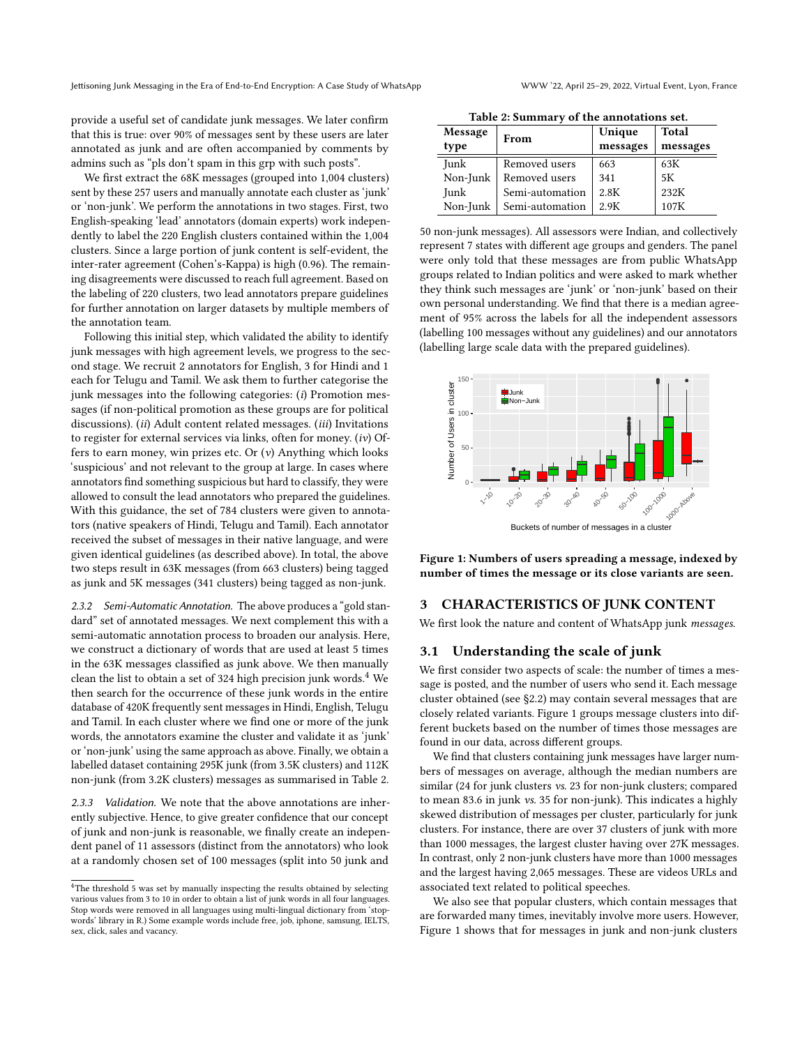provide a useful set of candidate junk messages. We later confirm that this is true: over 90% of messages sent by these users are later annotated as junk and are often accompanied by comments by admins such as "pls don't spam in this grp with such posts".

We first extract the 68K messages (grouped into 1,004 clusters) sent by these 257 users and manually annotate each cluster as 'junk' or 'non-junk'. We perform the annotations in two stages. First, two English-speaking 'lead' annotators (domain experts) work independently to label the 220 English clusters contained within the 1,004 clusters. Since a large portion of junk content is self-evident, the inter-rater agreement (Cohen's-Kappa) is high (0.96). The remaining disagreements were discussed to reach full agreement. Based on the labeling of 220 clusters, two lead annotators prepare guidelines for further annotation on larger datasets by multiple members of the annotation team.

Following this initial step, which validated the ability to identify junk messages with high agreement levels, we progress to the second stage. We recruit 2 annotators for English, 3 for Hindi and 1 each for Telugu and Tamil. We ask them to further categorise the junk messages into the following categories: (*i*) Promotion messages (if non-political promotion as these groups are for political discussions). (*ii*) Adult content related messages. (*iii*) Invitations to register for external services via links, often for money. (*iv*) Offers to earn money, win prizes etc. Or (*v*) Anything which looks 'suspicious' and not relevant to the group at large. In cases where annotators find something suspicious but hard to classify, they were allowed to consult the lead annotators who prepared the guidelines. With this guidance, the set of 784 clusters were given to annotators (native speakers of Hindi, Telugu and Tamil). Each annotator received the subset of messages in their native language, and were given identical guidelines (as described above). In total, the above two steps result in 63K messages (from 663 clusters) being tagged as junk and 5K messages (341 clusters) being tagged as non-junk.

*2.3.2 Semi-Automatic Annotation.* The above produces a "gold standard" set of annotated messages. We next complement this with a semi-automatic annotation process to broaden our analysis. Here, we construct a dictionary of words that are used at least 5 times in the 63K messages classified as junk above. We then manually clean the list to obtain a set of 324 high precision junk words.[4] We then search for the occurrence of these junk words in the entire database of 420K frequently sent messages in Hindi, English, Telugu and Tamil. In each cluster where we find one or more of the junk words, the annotators examine the cluster and validate it as 'junk' or 'non-junk' using the same approach as above. Finally, we obtain a labelled dataset containing 295K junk (from 3.5K clusters) and 112K non-junk (from 3.2K clusters) messages as summarised in Table 2.

*2.3.3 Validation.* We note that the above annotations are inherently subjective. Hence, to give greater confidence that our concept of junk and non-junk is reasonable, we finally create an independent panel of 11 assessors (distinct from the annotators) who look at a randomly chosen set of 100 messages (split into 50 junk and 50 non-junk messages). All assessors were Indian, and collectively represent 7 states with different age groups and genders. The panel were only told that these messages are from public WhatsApp groups related to Indian politics and were asked to mark whether they think such messages are 'junk' or 'non-junk' based on their own personal understanding. We find that there is a median agreement of 95% across the labels for all the independent assessors (labelling 100 messages without any guidelines) and our annotators (labelling large scale data with the prepared guidelines).

[4] The threshold 5 was set by manually inspecting the results obtained by selecting various values from 3 to 10 in order to obtain a list of junk words in all four languages. Stop words were removed in all languages using multi-lingual dictionary from 'stopwords' library in R.) Some example words include free, job, iphone, samsung, IELTS, sex, click, sales and vacancy.

**Table 2: Summary of the annotations set.**

| Message type | From | Unique messages | Total messages |
|---|---|---|---|
| Junk | Removed users | 663 | 63K |
| Non-Junk | Removed users | 341 | 5K |
| Junk | Semi-automation | 2.8K | 232K |
| Non-Junk | Semi-automation | 2.9K | 107K |

**Figure 1: Numbers of users spreading a message, indexed by number of times the message or its close variants are seen.**

## 3 CHARACTERISTICS OF JUNK CONTENT

We first look the nature and content of WhatsApp junk *messages.*

### 3.1 Understanding the scale of junk

We first consider two aspects of scale: the number of times a message is posted, and the number of users who send it. Each message cluster obtained (see §2.2) may contain several messages that are closely related variants. Figure 1 groups message clusters into different buckets based on the number of times those messages are found in our data, across different groups.

We find that clusters containing junk messages have larger numbers of messages on average, although the median numbers are similar (24 for junk clusters *vs.* 23 for non-junk clusters; compared to mean 83.6 in junk *vs.* 35 for non-junk). This indicates a highly skewed distribution of messages per cluster, particularly for junk clusters. For instance, there are over 37 clusters of junk with more than 1000 messages, the largest cluster having over 27K messages. In contrast, only 2 non-junk clusters have more than 1000 messages and the largest having 2,065 messages. These are videos URLs and associated text related to political speeches.

We also see that popular clusters, which contain messages that are forwarded many times, inevitably involve more users. However, Figure 1 shows that for messages in junk and non-junk clusters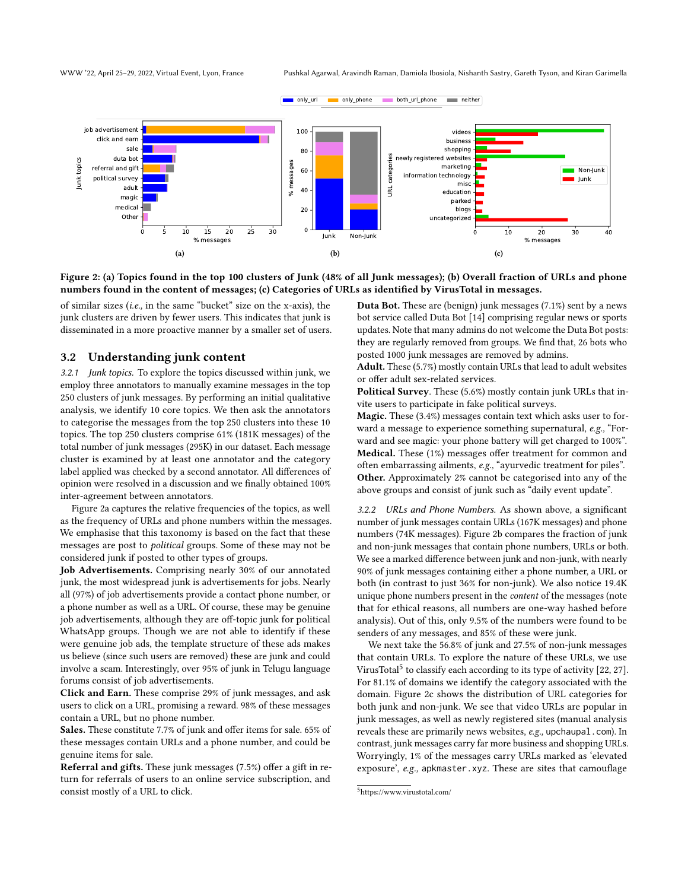Figure 2: (a) Topics found in the top 100 clusters of Junk (48% of all Junk messages); (b) Overall fraction of URLs and phone numbers found in the content of messages; (c) Categories of URLs as identified by VirusTotal in messages.

of similar sizes (*i.e.,* in the same "bucket" size on the x-axis), the junk clusters are driven by fewer users. This indicates that junk is disseminated in a more proactive manner by a smaller set of users.

## 3.2 Understanding junk content

*3.2.1 Junk topics.* To explore the topics discussed within junk, we employ three annotators to manually examine messages in the top 250 clusters of junk messages. By performing an initial qualitative analysis, we identify 10 core topics. We then ask the annotators to categorise the messages from the top 250 clusters into these 10 topics. The top 250 clusters comprise 61% (181K messages) of the total number of junk messages (295K) in our dataset. Each message cluster is examined by at least one annotator and the category label applied was checked by a second annotator. All differences of opinion were resolved in a discussion and we finally obtained 100% inter-agreement between annotators.

Figure 2a captures the relative frequencies of the topics, as well as the frequency of URLs and phone numbers within the messages. We emphasise that this taxonomy is based on the fact that these messages are post to *political* groups. Some of these may not be considered junk if posted to other types of groups.

**Job Advertisements.** Comprising nearly 30% of our annotated junk, the most widespread junk is advertisements for jobs. Nearly all (97%) of job advertisements provide a contact phone number, or a phone number as well as a URL. Of course, these may be genuine job advertisements, although they are off-topic junk for political WhatsApp groups. Though we are not able to identify if these were genuine job ads, the template structure of these ads makes us believe (since such users are removed) these are junk and could involve a scam. Interestingly, over 95% of junk in Telugu language forums consist of job advertisements.

**Click and Earn.** These comprise 29% of junk messages, and ask users to click on a URL, promising a reward. 98% of these messages contain a URL, but no phone number.

**Sales.** These constitute 7.7% of junk and offer items for sale. 65% of these messages contain URLs and a phone number, and could be genuine items for sale.

**Referral and gifts.** These junk messages (7.5%) offer a gift in return for referrals of users to an online service subscription, and consist mostly of a URL to click.

**Duta Bot.** These are (benign) junk messages (7.1%) sent by a news bot service called Duta Bot [14] comprising regular news or sports updates. Note that many admins do not welcome the Duta Bot posts: they are regularly removed from groups. We find that, 26 bots who posted 1000 junk messages are removed by admins.

**Adult.** These (5.7%) mostly contain URLs that lead to adult websites or offer adult sex-related services.

**Political Survey.** These (5.6%) mostly contain junk URLs that invite users to participate in fake political surveys.

**Magic.** These (3.4%) messages contain text which asks user to forward a message to experience something supernatural, *e.g.,* "Forward and see magic: your phone battery will get charged to 100%".

**Medical.** These (1%) messages offer treatment for common and often embarrassing ailments, *e.g.,* "ayurvedic treatment for piles".

**Other.** Approximately 2% cannot be categorised into any of the above groups and consist of junk such as "daily event update".

*3.2.2 URLs and Phone Numbers.* As shown above, a significant number of junk messages contain URLs (167K messages) and phone numbers (74K messages). Figure 2b compares the fraction of junk and non-junk messages that contain phone numbers, URLs or both. We see a marked difference between junk and non-junk, with nearly 90% of junk messages containing either a phone number, a URL or both (in contrast to just 36% for non-junk). We also notice 19.4K unique phone numbers present in the *content* of the messages (note that for ethical reasons, all numbers are one-way hashed before analysis). Out of this, only 9.5% of the numbers were found to be senders of any messages, and 85% of these were junk.

We next take the 56.8% of junk and 27.5% of non-junk messages that contain URLs. To explore the nature of these URLs, we use VirusTotal[5] to classify each according to its type of activity [22, 27]. For 81.1% of domains we identify the category associated with the domain. Figure 2c shows the distribution of URL categories for both junk and non-junk. We see that video URLs are popular in junk messages, as well as newly registered sites (manual analysis reveals these are primarily news websites, *e.g.,* `upchaupal.com`). In contrast, junk messages carry far more business and shopping URLs. Worryingly, 1% of the messages carry URLs marked as 'elevated exposure', *e.g.,* `apkmaster.xyz`. These are sites that camouflage

[5] https://www.virustotal.com/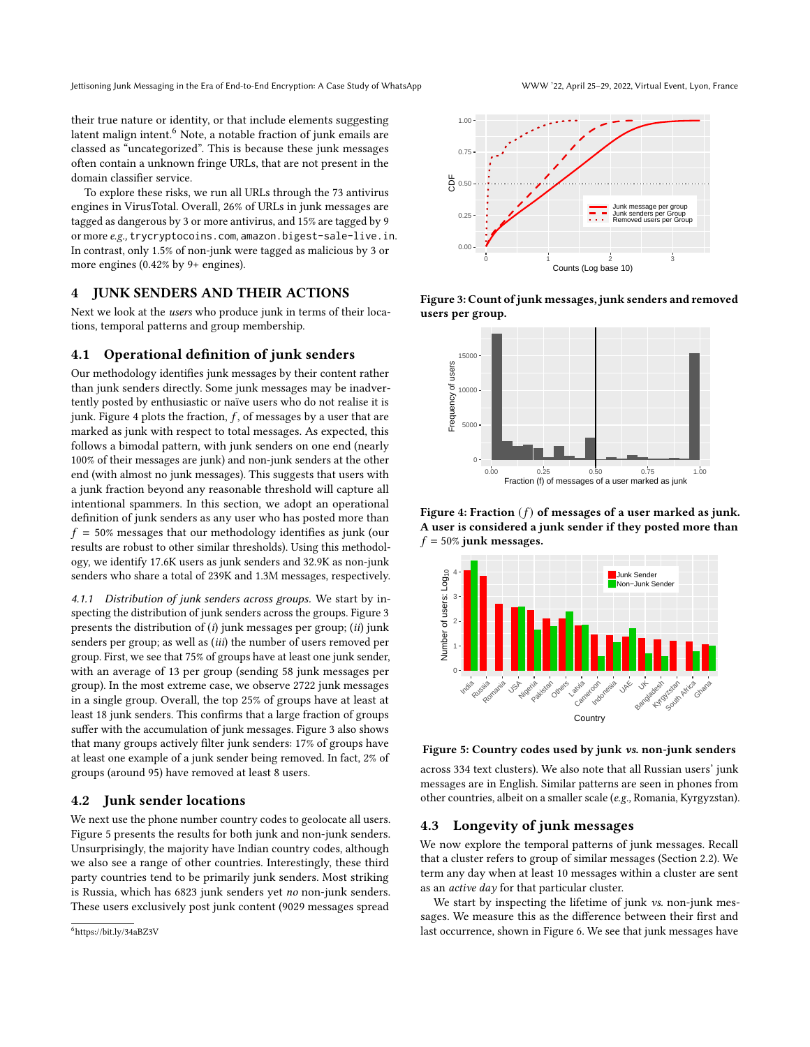their true nature or identity, or that include elements suggesting latent malign intent.[6] Note, a notable fraction of junk emails are classed as "uncategorized". This is because these junk messages often contain a unknown fringe URLs, that are not present in the domain classifier service.

To explore these risks, we run all URLs through the 73 antivirus engines in VirusTotal. Overall, 26% of URLs in junk messages are tagged as dangerous by 3 or more antivirus, and 15% are tagged by 9 or more *e.g.,* trycryptocoins.com, amazon.bigest-sale-live.in. In contrast, only 1.5% of non-junk were tagged as malicious by 3 or more engines (0.42% by 9+ engines).

## 4 JUNK SENDERS AND THEIR ACTIONS

Next we look at the *users* who produce junk in terms of their locations, temporal patterns and group membership.

### 4.1 Operational definition of junk senders

Our methodology identifies junk messages by their content rather than junk senders directly. Some junk messages may be inadvertently posted by enthusiastic or naïve users who do not realise it is junk. Figure 4 plots the fraction, $f$, of messages by a user that are marked as junk with respect to total messages. As expected, this follows a bimodal pattern, with junk senders on one end (nearly 100% of their messages are junk) and non-junk senders at the other end (with almost no junk messages). This suggests that users with a junk fraction beyond any reasonable threshold will capture all intentional spammers. In this section, we adopt an operational definition of junk senders as any user who has posted more than $f = 50\%$ messages that our methodology identifies as junk (our results are robust to other similar thresholds). Using this methodology, we identify 17.6K users as junk senders and 32.9K as non-junk senders who share a total of 239K and 1.3M messages, respectively.

*4.1.1 Distribution of junk senders across groups.* We start by inspecting the distribution of junk senders across the groups. Figure 3 presents the distribution of (*i*) junk messages per group; (*ii*) junk senders per group; as well as (*iii*) the number of users removed per group. First, we see that 75% of groups have at least one junk sender, with an average of 13 per group (sending 58 junk messages per group). In the most extreme case, we observe 2722 junk messages in a single group. Overall, the top 25% of groups have at least at least 18 junk senders. This confirms that a large fraction of groups suffer with the accumulation of junk messages. Figure 3 also shows that many groups actively filter junk senders: 17% of groups have at least one example of a junk sender being removed. In fact, 2% of groups (around 95) have removed at least 8 users.

### 4.2 Junk sender locations

We next use the phone number country codes to geolocate all users. Figure 5 presents the results for both junk and non-junk senders. Unsurprisingly, the majority have Indian country codes, although we also see a range of other countries. Interestingly, these third party countries tend to be primarily junk senders. Most striking is Russia, which has 6823 junk senders yet *no* non-junk senders. These users exclusively post junk content (9029 messages spread across 334 text clusters). We also note that all Russian users' junk messages are in English. Similar patterns are seen in phones from other countries, albeit on a smaller scale (*e.g.,* Romania, Kyrgyzstan).

[6] https://bit.ly/34aBZ3V

**Figure 3: Count of junk messages, junk senders and removed users per group.**

**Figure 4: Fraction ($f$) of messages of a user marked as junk. A user is considered a junk sender if they posted more than $f = 50\%$ junk messages.**

**Figure 5: Country codes used by junk *vs.* non-junk senders**

### 4.3 Longevity of junk messages

We now explore the temporal patterns of junk messages. Recall that a cluster refers to group of similar messages (Section 2.2). We term any day when at least 10 messages within a cluster are sent as an *active day* for that particular cluster.

We start by inspecting the lifetime of junk *vs.* non-junk messages. We measure this as the difference between their first and last occurrence, shown in Figure 6. We see that junk messages have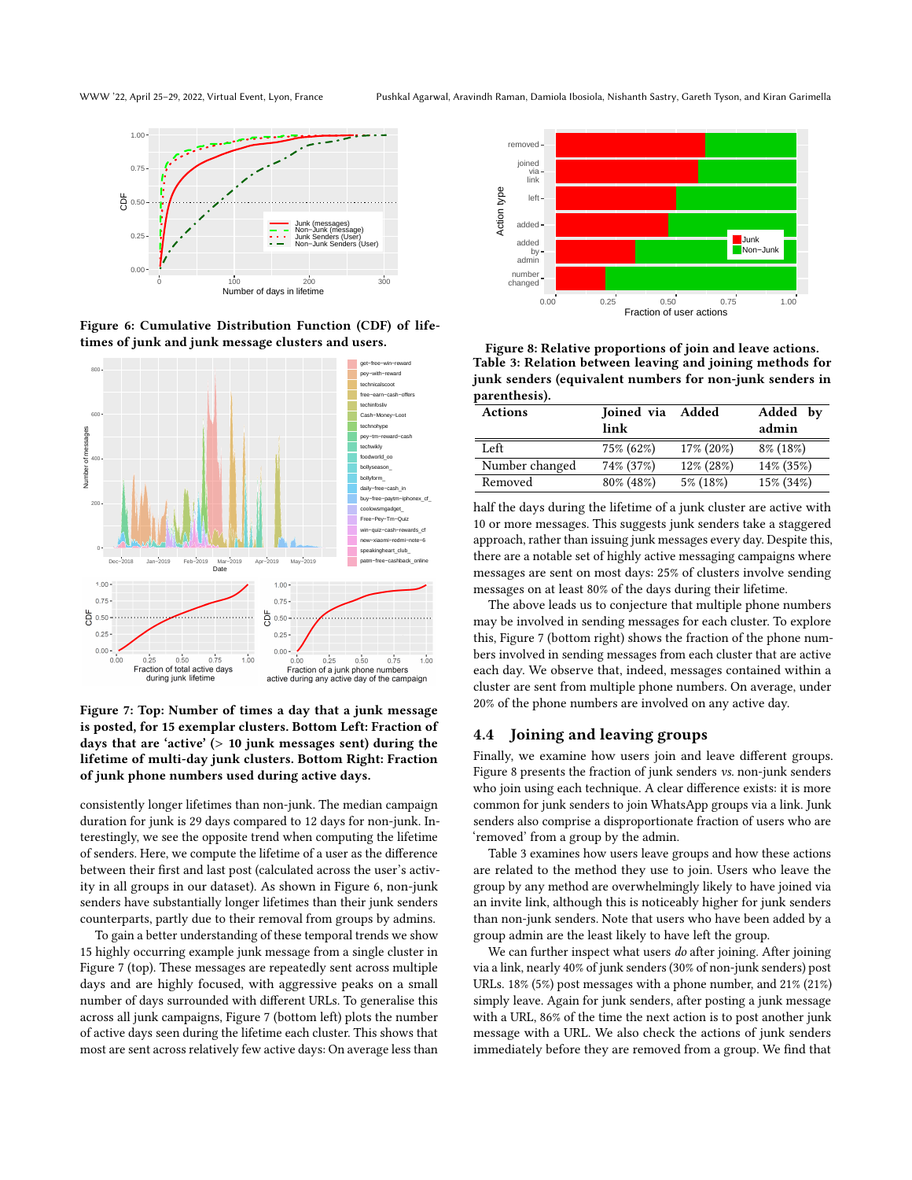Figure 6: Cumulative Distribution Function (CDF) of lifetimes of junk and junk message clusters and users.

Figure 7: Top: Number of times a day that a junk message is posted, for 15 exemplar clusters. Bottom Left: Fraction of days that are 'active' (> 10 junk messages sent) during the lifetime of multi-day junk clusters. Bottom Right: Fraction of junk phone numbers used during active days.

consistently longer lifetimes than non-junk. The median campaign duration for junk is 29 days compared to 12 days for non-junk. Interestingly, we see the opposite trend when computing the lifetime of senders. Here, we compute the lifetime of a user as the difference between their first and last post (calculated across the user's activity in all groups in our dataset). As shown in Figure 6, non-junk senders have substantially longer lifetimes than their junk senders counterparts, partly due to their removal from groups by admins.

To gain a better understanding of these temporal trends we show 15 highly occurring example junk message from a single cluster in Figure 7 (top). These messages are repeatedly sent across multiple days and are highly focused, with aggressive peaks on a small number of days surrounded with different URLs. To generalise this across all junk campaigns, Figure 7 (bottom left) plots the number of active days seen during the lifetime each cluster. This shows that most are sent across relatively few active days: On average less than half the days during the lifetime of a junk cluster are active with 10 or more messages. This suggests junk senders take a staggered approach, rather than issuing junk messages every day. Despite this, there are a notable set of highly active messaging campaigns where messages are sent on most days: 25% of clusters involve sending messages on at least 80% of the days during their lifetime.

The above leads us to conjecture that multiple phone numbers may be involved in sending messages for each cluster. To explore this, Figure 7 (bottom right) shows the fraction of the phone numbers involved in sending messages from each cluster that are active each day. We observe that, indeed, messages contained within a cluster are sent from multiple phone numbers. On average, under 20% of the phone numbers are involved on any active day.

Figure 8: Relative proportions of join and leave actions.

Table 3: Relation between leaving and joining methods for junk senders (equivalent numbers for non-junk senders in parenthesis).

| Actions | Joined via link | Added | Added by admin |
|---|---|---|---|
| Left | 75% (62%) | 17% (20%) | 8% (18%) |
| Number changed | 74% (37%) | 12% (28%) | 14% (35%) |
| Removed | 80% (48%) | 5% (18%) | 15% (34%) |

## 4.4 Joining and leaving groups

Finally, we examine how users join and leave different groups. Figure 8 presents the fraction of junk senders *vs.* non-junk senders who join using each technique. A clear difference exists: it is more common for junk senders to join WhatsApp groups via a link. Junk senders also comprise a disproportionate fraction of users who are 'removed' from a group by the admin.

Table 3 examines how users leave groups and how these actions are related to the method they use to join. Users who leave the group by any method are overwhelmingly likely to have joined via an invite link, although this is noticeably higher for junk senders than non-junk senders. Note that users who have been added by a group admin are the least likely to have left the group.

We can further inspect what users *do* after joining. After joining via a link, nearly 40% of junk senders (30% of non-junk senders) post URLs. 18% (5%) post messages with a phone number, and 21% (21%) simply leave. Again for junk senders, after posting a junk message with a URL, 86% of the time the next action is to post another junk message with a URL. We also check the actions of junk senders immediately before they are removed from a group. We find that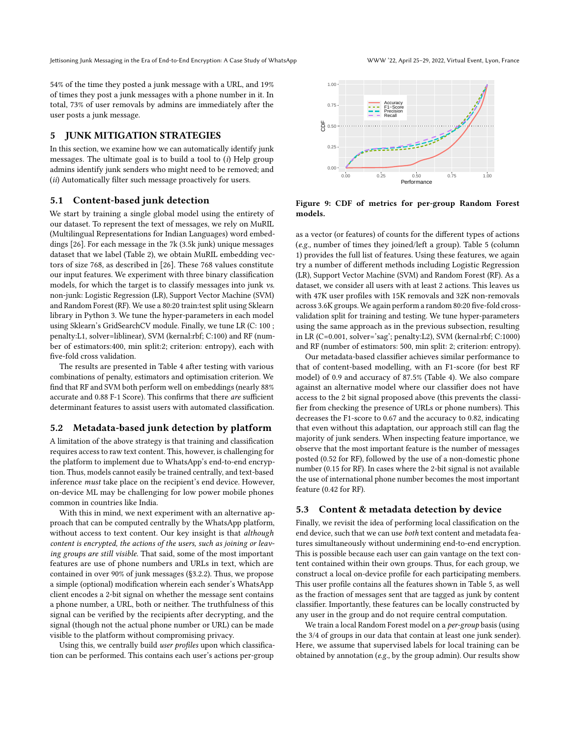54% of the time they posted a junk message with a URL, and 19% of times they post a junk messages with a phone number in it. In total, 73% of user removals by admins are immediately after the user posts a junk message.

# 5 JUNK MITIGATION STRATEGIES

In this section, we examine how we can automatically identify junk messages. The ultimate goal is to build a tool to (*i*) Help group admins identify junk senders who might need to be removed; and (*ii*) Automatically filter such message proactively for users.

## 5.1 Content-based junk detection

We start by training a single global model using the entirety of our dataset. To represent the text of messages, we rely on MuRIL (Multilingual Representations for Indian Languages) word embeddings [26]. For each message in the 7k (3.5k junk) unique messages dataset that we label (Table 2), we obtain MuRIL embedding vectors of size 768, as described in [26]. These 768 values constitute our input features. We experiment with three binary classification models, for which the target is to classify messages into junk *vs.* non-junk: Logistic Regression (LR), Support Vector Machine (SVM) and Random Forest (RF). We use a 80:20 train:test split using Sklearn library in Python 3. We tune the hyper-parameters in each model using Sklearn's GridSearchCV module. Finally, we tune LR (C: 100 ; penalty:L1, solver=liblinear), SVM (kernal:rbf; C:100) and RF (number of estimators:400, min split:2; criterion: entropy), each with five-fold cross validation.

The results are presented in Table 4 after testing with various combinations of penalty, estimators and optimisation criterion. We find that RF and SVM both perform well on embeddings (nearly 88% accurate and 0.88 F-1 Score). This confirms that there *are* sufficient determinant features to assist users with automated classification.

## 5.2 Metadata-based junk detection by platform

A limitation of the above strategy is that training and classification requires access to raw text content. This, however, is challenging for the platform to implement due to WhatsApp's end-to-end encryption. Thus, models cannot easily be trained centrally, and text-based inference *must* take place on the recipient's end device. However, on-device ML may be challenging for low power mobile phones common in countries like India.

With this in mind, we next experiment with an alternative approach that can be computed centrally by the WhatsApp platform, without access to text content. Our key insight is that *although content is encrypted, the actions of the users, such as joining or leaving groups are still visible.* That said, some of the most important features are use of phone numbers and URLs in text, which are contained in over 90% of junk messages (§3.2.2). Thus, we propose a simple (optional) modification wherein each sender's WhatsApp client encodes a 2-bit signal on whether the message sent contains a phone number, a URL, both or neither. The truthfulness of this signal can be verified by the recipients after decrypting, and the signal (though not the actual phone number or URL) can be made visible to the platform without compromising privacy.

Using this, we centrally build *user profiles* upon which classification can be performed. This contains each user's actions per-group as a vector (or features) of counts for the different types of actions (*e.g.,* number of times they joined/left a group). Table 5 (column 1) provides the full list of features. Using these features, we again try a number of different methods including Logistic Regression (LR), Support Vector Machine (SVM) and Random Forest (RF). As a dataset, we consider all users with at least 2 actions. This leaves us with 47K user profiles with 15K removals and 32K non-removals across 3.6K groups. We again perform a random 80:20 five-fold cross-validation split for training and testing. We tune hyper-parameters using the same approach as in the previous subsection, resulting in LR (C=0.001, solver='sag'; penalty:L2), SVM (kernal:rbf; C:1000) and RF (number of estimators: 500, min split: 2; criterion: entropy).

Our metadata-based classifier achieves similar performance to that of content-based modelling, with an F1-score (for best RF model) of 0.9 and accuracy of 87.5% (Table 4). We also compare against an alternative model where our classifier does not have access to the 2 bit signal proposed above (this prevents the classifier from checking the presence of URLs or phone numbers). This decreases the F1-score to 0.67 and the accuracy to 0.82, indicating that even without this adaptation, our approach still can flag the majority of junk senders. When inspecting feature importance, we observe that the most important feature is the number of messages posted (0.52 for RF), followed by the use of a non-domestic phone number (0.15 for RF). In cases where the 2-bit signal is not available the use of international phone number becomes the most important feature (0.42 for RF).

**Figure 9: CDF of metrics for per-group Random Forest models.**

## 5.3 Content & metadata detection by device

Finally, we revisit the idea of performing local classification on the end device, such that we can use *both* text content and metadata features simultaneously without undermining end-to-end encryption. This is possible because each user can gain vantage on the text content contained within their own groups. Thus, for each group, we construct a local on-device profile for each participating members. This user profile contains all the features shown in Table 5, as well as the fraction of messages sent that are tagged as junk by content classifier. Importantly, these features can be locally constructed by any user in the group and do not require central computation.

We train a local Random Forest model on a *per-group* basis (using the 3/4 of groups in our data that contain at least one junk sender). Here, we assume that supervised labels for local training can be obtained by annotation (*e.g.,* by the group admin). Our results show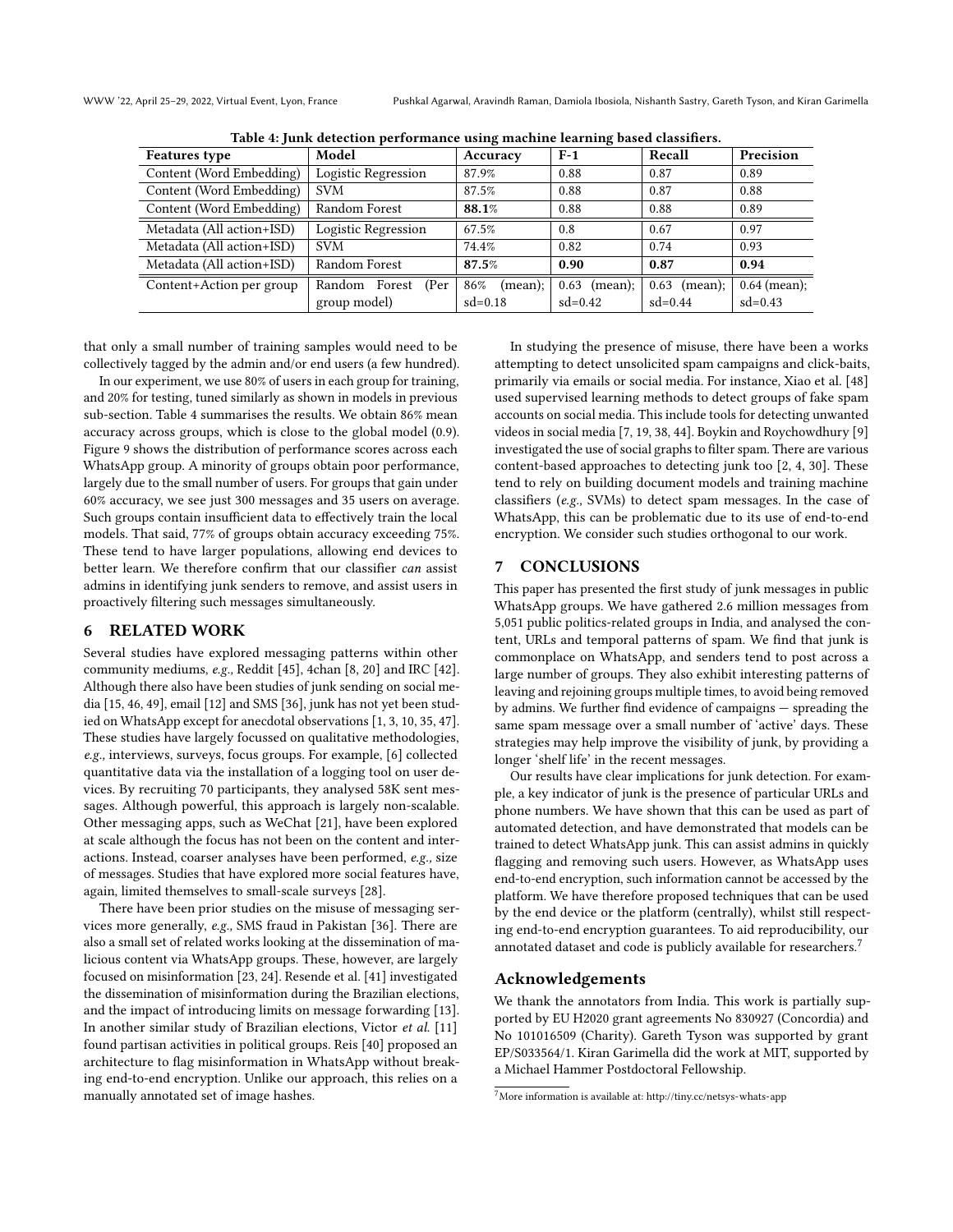Table 4: Junk detection performance using machine learning based classifiers.

| Features type | Model | Accuracy | F-1 | Recall | Precision |
|---|---|---|---|---|---|
| Content (Word Embedding) | Logistic Regression | 87.9% | 0.88 | 0.87 | 0.89 |
| Content (Word Embedding) | SVM | 87.5% | 0.88 | 0.87 | 0.88 |
| Content (Word Embedding) | Random Forest | **88.1**% | 0.88 | 0.88 | 0.89 |
| Metadata (All action+ISD) | Logistic Regression | 67.5% | 0.8 | 0.67 | 0.97 |
| Metadata (All action+ISD) | SVM | 74.4% | 0.82 | 0.74 | 0.93 |
| Metadata (All action+ISD) | Random Forest | **87.5**% | **0.90** | **0.87** | **0.94** |
| Content+Action per group | Random Forest (Per group model) | 86% (mean); sd=0.18 | 0.63 (mean); sd=0.42 | 0.63 (mean); sd=0.44 | 0.64 (mean); sd=0.43 |

that only a small number of training samples would need to be collectively tagged by the admin and/or end users (a few hundred).

In our experiment, we use 80% of users in each group for training, and 20% for testing, tuned similarly as shown in models in previous sub-section. Table 4 summarises the results. We obtain 86% mean accuracy across groups, which is close to the global model (0.9). Figure 9 shows the distribution of performance scores across each WhatsApp group. A minority of groups obtain poor performance, largely due to the small number of users. For groups that gain under 60% accuracy, we see just 300 messages and 35 users on average. Such groups contain insufficient data to effectively train the local models. That said, 77% of groups obtain accuracy exceeding 75%. These tend to have larger populations, allowing end devices to better learn. We therefore confirm that our classifier *can* assist admins in identifying junk senders to remove, and assist users in proactively filtering such messages simultaneously.

## 6 RELATED WORK

Several studies have explored messaging patterns within other community mediums, *e.g.,* Reddit [45], 4chan [8, 20] and IRC [42]. Although there also have been studies of junk sending on social media [15, 46, 49], email [12] and SMS [36], junk has not yet been studied on WhatsApp except for anecdotal observations [1, 3, 10, 35, 47]. These studies have largely focussed on qualitative methodologies, *e.g.,* interviews, surveys, focus groups. For example, [6] collected quantitative data via the installation of a logging tool on user devices. By recruiting 70 participants, they analysed 58K sent messages. Although powerful, this approach is largely non-scalable. Other messaging apps, such as WeChat [21], have been explored at scale although the focus has not been on the content and interactions. Instead, coarser analyses have been performed, *e.g.,* size of messages. Studies that have explored more social features have, again, limited themselves to small-scale surveys [28].

There have been prior studies on the misuse of messaging services more generally, *e.g.,* SMS fraud in Pakistan [36]. There are also a small set of related works looking at the dissemination of malicious content via WhatsApp groups. These, however, are largely focused on misinformation [23, 24]. Resende et al. [41] investigated the dissemination of misinformation during the Brazilian elections, and the impact of introducing limits on message forwarding [13]. In another similar study of Brazilian elections, Victor *et al.* [11] found partisan activities in political groups. Reis [40] proposed an architecture to flag misinformation in WhatsApp without breaking end-to-end encryption. Unlike our approach, this relies on a manually annotated set of image hashes.

In studying the presence of misuse, there have been a works attempting to detect unsolicited spam campaigns and click-baits, primarily via emails or social media. For instance, Xiao et al. [48] used supervised learning methods to detect groups of fake spam accounts on social media. This include tools for detecting unwanted videos in social media [7, 19, 38, 44]. Boykin and Roychowdhury [9] investigated the use of social graphs to filter spam. There are various content-based approaches to detecting junk too [2, 4, 30]. These tend to rely on building document models and training machine classifiers (*e.g.,* SVMs) to detect spam messages. In the case of WhatsApp, this can be problematic due to its use of end-to-end encryption. We consider such studies orthogonal to our work.

## 7 CONCLUSIONS

This paper has presented the first study of junk messages in public WhatsApp groups. We have gathered 2.6 million messages from 5,051 public politics-related groups in India, and analysed the content, URLs and temporal patterns of spam. We find that junk is commonplace on WhatsApp, and senders tend to post across a large number of groups. They also exhibit interesting patterns of leaving and rejoining groups multiple times, to avoid being removed by admins. We further find evidence of campaigns — spreading the same spam message over a small number of 'active' days. These strategies may help improve the visibility of junk, by providing a longer 'shelf life' in the recent messages.

Our results have clear implications for junk detection. For example, a key indicator of junk is the presence of particular URLs and phone numbers. We have shown that this can be used as part of automated detection, and have demonstrated that models can be trained to detect WhatsApp junk. This can assist admins in quickly flagging and removing such users. However, as WhatsApp uses end-to-end encryption, such information cannot be accessed by the platform. We have therefore proposed techniques that can be used by the end device or the platform (centrally), whilst still respecting end-to-end encryption guarantees. To aid reproducibility, our annotated dataset and code is publicly available for researchers.[7]

## Acknowledgements

We thank the annotators from India. This work is partially supported by EU H2020 grant agreements No 830927 (Concordia) and No 101016509 (Charity). Gareth Tyson was supported by grant EP/S033564/1. Kiran Garimella did the work at MIT, supported by a Michael Hammer Postdoctoral Fellowship.

[7] More information is available at: http://tiny.cc/netsys-whats-app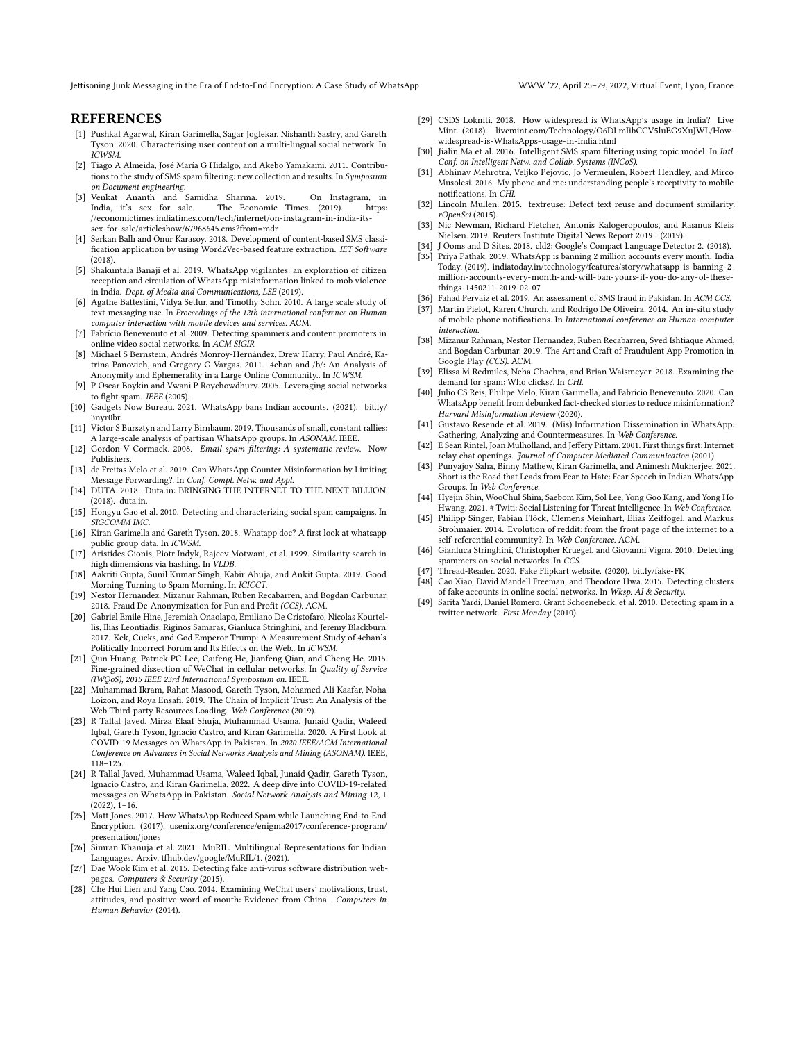## REFERENCES

- [1] Pushkal Agarwal, Kiran Garimella, Sagar Joglekar, Nishanth Sastry, and Gareth Tyson. 2020. Characterising user content on a multi-lingual social network. In *ICWSM*.
- [2] Tiago A Almeida, José María G Hidalgo, and Akebo Yamakami. 2011. Contributions to the study of SMS spam filtering: new collection and results. In *Symposium on Document engineering*.
- [3] Venkat Ananth and Samidha Sharma. 2019. On Instagram, in India, it's sex for sale. The Economic Times. (2019). https://economictimes.indiatimes.com/tech/internet/on-instagram-in-india-its-sex-for-sale/articleshow/67968645.cms?from=mdr
- [4] Serkan Ballı and Onur Karasoy. 2018. Development of content-based SMS classification application by using Word2Vec-based feature extraction. *IET Software* (2018).
- [5] Shakuntala Banaji et al. 2019. WhatsApp vigilantes: an exploration of citizen reception and circulation of WhatsApp misinformation linked to mob violence in India. *Dept. of Media and Communications, LSE* (2019).
- [6] Agathe Battestini, Vidya Setlur, and Timothy Sohn. 2010. A large scale study of text-messaging use. In *Proceedings of the 12th international conference on Human computer interaction with mobile devices and services*. ACM.
- [7] Fabrício Benevenuto et al. 2009. Detecting spammers and content promoters in online video social networks. In *ACM SIGIR*.
- [8] Michael S Bernstein, Andrés Monroy-Hernández, Drew Harry, Paul André, Katrina Panovich, and Gregory G Vargas. 2011. 4chan and /b/: An Analysis of Anonymity and Ephemerality in a Large Online Community.. In *ICWSM*.
- [9] P Oscar Boykin and Vwani P Roychowdhury. 2005. Leveraging social networks to fight spam. *IEEE* (2005).
- [10] Gadgets Now Bureau. 2021. WhatsApp bans Indian accounts. (2021). bit.ly/3nyr0br.
- [11] Victor S Bursztyn and Larry Birnbaum. 2019. Thousands of small, constant rallies: A large-scale analysis of partisan WhatsApp groups. In *ASONAM*. IEEE.
- [12] Gordon V Cormack. 2008. *Email spam filtering: A systematic review*. Now Publishers.
- [13] de Freitas Melo et al. 2019. Can WhatsApp Counter Misinformation by Limiting Message Forwarding?. In *Conf. Compl. Netw. and Appl.*
- [14] DUTA. 2018. Duta.in: BRINGING THE INTERNET TO THE NEXT BILLION. (2018). duta.in.
- [15] Hongyu Gao et al. 2010. Detecting and characterizing social spam campaigns. In *SIGCOMM IMC*.
- [16] Kiran Garimella and Gareth Tyson. 2018. Whatapp doc? A first look at whatsapp public group data. In *ICWSM*.
- [17] Aristides Gionis, Piotr Indyk, Rajeev Motwani, et al. 1999. Similarity search in high dimensions via hashing. In *VLDB*.
- [18] Aakriti Gupta, Sunil Kumar Singh, Kabir Ahuja, and Ankit Gupta. 2019. Good Morning Turning to Spam Morning. In *ICICCT*.
- [19] Nestor Hernandez, Mizanur Rahman, Ruben Recabarren, and Bogdan Carbunar. 2018. Fraud De-Anonymization for Fun and Profit *(CCS)*. ACM.
- [20] Gabriel Emile Hine, Jeremiah Onaolapo, Emiliano De Cristofaro, Nicolas Kourtellis, Ilias Leontiadis, Riginos Samaras, Gianluca Stringhini, and Jeremy Blackburn. 2017. Kek, Cucks, and God Emperor Trump: A Measurement Study of 4chan's Politically Incorrect Forum and Its Effects on the Web.. In *ICWSM*.
- [21] Qun Huang, Patrick PC Lee, Caifeng He, Jianfeng Qian, and Cheng He. 2015. Fine-grained dissection of WeChat in cellular networks. In *Quality of Service (IWQoS), 2015 IEEE 23rd International Symposium on*. IEEE.
- [22] Muhammad Ikram, Rahat Masood, Gareth Tyson, Mohamed Ali Kaafar, Noha Loizon, and Roya Ensafi. 2019. The Chain of Implicit Trust: An Analysis of the Web Third-party Resources Loading. *Web Conference* (2019).
- [23] R Tallal Javed, Mirza Elaaf Shuja, Muhammad Usama, Junaid Qadir, Waleed Iqbal, Gareth Tyson, Ignacio Castro, and Kiran Garimella. 2020. A First Look at COVID-19 Messages on WhatsApp in Pakistan. In *2020 IEEE/ACM International Conference on Advances in Social Networks Analysis and Mining (ASONAM)*. IEEE, 118–125.
- [24] R Tallal Javed, Muhammad Usama, Waleed Iqbal, Junaid Qadir, Gareth Tyson, Ignacio Castro, and Kiran Garimella. 2022. A deep dive into COVID-19-related messages on WhatsApp in Pakistan. *Social Network Analysis and Mining* 12, 1 (2022), 1–16.
- [25] Matt Jones. 2017. How WhatsApp Reduced Spam while Launching End-to-End Encryption. (2017). usenix.org/conference/enigma2017/conference-program/presentation/jones
- [26] Simran Khanuja et al. 2021. MuRIL: Multilingual Representations for Indian Languages. Arxiv, tfhub.dev/google/MuRIL/1. (2021).
- [27] Dae Wook Kim et al. 2015. Detecting fake anti-virus software distribution webpages. *Computers & Security* (2015).
- [28] Che Hui Lien and Yang Cao. 2014. Examining WeChat users' motivations, trust, attitudes, and positive word-of-mouth: Evidence from China. *Computers in Human Behavior* (2014).
- [29] CSDS Lokniti. 2018. How widespread is WhatsApp's usage in India? Live Mint. (2018). livemint.com/Technology/O6DLmIibCCV5luEG9XuJWL/How-widespread-is-WhatsApps-usage-in-India.html
- [30] Jialin Ma et al. 2016. Intelligent SMS spam filtering using topic model. In *Intl. Conf. on Intelligent Netw. and Collab. Systems (INCoS)*.
- [31] Abhinav Mehrotra, Veljko Pejovic, Jo Vermeulen, Robert Hendley, and Mirco Musolesi. 2016. My phone and me: understanding people's receptivity to mobile notifications. In *CHI*.
- [32] Lincoln Mullen. 2015. textreuse: Detect text reuse and document similarity. *rOpenSci* (2015).
- [33] Nic Newman, Richard Fletcher, Antonis Kalogeropoulos, and Rasmus Kleis Nielsen. 2019. Reuters Institute Digital News Report 2019 . (2019).
- [34] J Ooms and D Sites. 2018. cld2: Google's Compact Language Detector 2. (2018).
- [35] Priya Pathak. 2019. WhatsApp is banning 2 million accounts every month. India Today. (2019). indiatoday.in/technology/features/story/whatsapp-is-banning-2-million-accounts-every-month-and-will-ban-yours-if-you-do-any-of-these-things-1450211-2019-02-07
- [36] Fahad Pervaiz et al. 2019. An assessment of SMS fraud in Pakistan. In *ACM CCS*.
- [37] Martin Pielot, Karen Church, and Rodrigo De Oliveira. 2014. An in-situ study of mobile phone notifications. In *International conference on Human-computer interaction*.
- [38] Mizanur Rahman, Nestor Hernandez, Ruben Recabarren, Syed Ishtiaque Ahmed, and Bogdan Carbunar. 2019. The Art and Craft of Fraudulent App Promotion in Google Play *(CCS)*. ACM.
- [39] Elissa M Redmiles, Neha Chachra, and Brian Waismeyer. 2018. Examining the demand for spam: Who clicks?. In *CHI*.
- [40] Julio CS Reis, Philipe Melo, Kiran Garimella, and Fabrício Benevenuto. 2020. Can WhatsApp benefit from debunked fact-checked stories to reduce misinformation? *Harvard Misinformation Review* (2020).
- [41] Gustavo Resende et al. 2019. (Mis) Information Dissemination in WhatsApp: Gathering, Analyzing and Countermeasures. In *Web Conference*.
- [42] E Sean Rintel, Joan Mulholland, and Jeffery Pittam. 2001. First things first: Internet relay chat openings. *Journal of Computer-Mediated Communication* (2001).
- [43] Punyajoy Saha, Binny Mathew, Kiran Garimella, and Animesh Mukherjee. 2021. Short is the Road that Leads from Fear to Hate: Fear Speech in Indian WhatsApp Groups. In *Web Conference*.
- [44] Hyejin Shin, WooChul Shim, Saebom Kim, Sol Lee, Yong Goo Kang, and Yong Ho Hwang. 2021. # Twiti: Social Listening for Threat Intelligence. In *Web Conference*.
- [45] Philipp Singer, Fabian Flöck, Clemens Meinhart, Elias Zeitfogel, and Markus Strohmaier. 2014. Evolution of reddit: from the front page of the internet to a self-referential community?. In *Web Conference*. ACM.
- [46] Gianluca Stringhini, Christopher Kruegel, and Giovanni Vigna. 2010. Detecting spammers on social networks. In *CCS*.
- [47] Thread-Reader. 2020. Fake Flipkart website. (2020). bit.ly/fake-FK
- [48] Cao Xiao, David Mandell Freeman, and Theodore Hwa. 2015. Detecting clusters of fake accounts in online social networks. In *Wksp. AI & Security*.
- [49] Sarita Yardi, Daniel Romero, Grant Schoenebeck, et al. 2010. Detecting spam in a twitter network. *First Monday* (2010).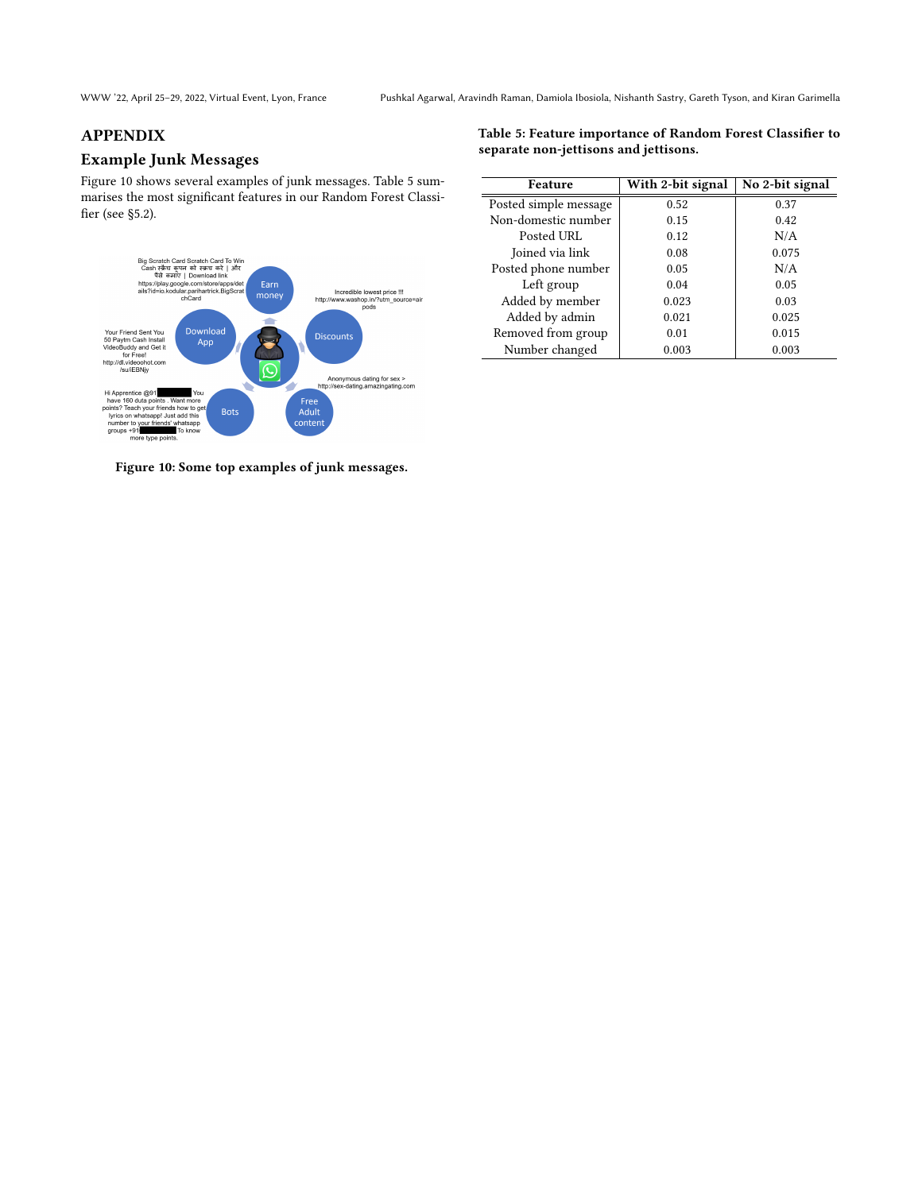# APPENDIX

## Example Junk Messages

Figure 10 shows several examples of junk messages. Table 5 summarises the most significant features in our Random Forest Classifier (see §5.2).

Big Scratch Card Scratch Card To Win Cash स्क्रैच कूपन को स्क्रैच करे | और पैसे कमाएं | Download link https://play.google.com/store/apps/details?id=io.kodular.parihartrick.BigScratchCard

Earn money

Incredible lowest price !!! http://www.washop.in/?utm_source=airpods

Discounts

Your Friend Sent You 50 Paytm Cash Install VideoBuddy and Get it for Free! http://dl.videoohot.com/su/iEBNjy

Download App

Anonymous dating for sex > http://sex-dating.amazingating.com

Free Adult content

Hi Apprentice @91 You have 160 duta points . Want more points? Teach your friends how to get lyrics on whatsapp! Just add this number to your friends' whatsapp groups +91 To know more type points.

Bots

Figure 10: Some top examples of junk messages.

**Table 5: Feature importance of Random Forest Classifier to separate non-jettisons and jettisons.**

| Feature | With 2-bit signal | No 2-bit signal |
|---|---|---|
| Posted simple message | 0.52 | 0.37 |
| Non-domestic number | 0.15 | 0.42 |
| Posted URL | 0.12 | N/A |
| Joined via link | 0.08 | 0.075 |
| Posted phone number | 0.05 | N/A |
| Left group | 0.04 | 0.05 |
| Added by member | 0.023 | 0.03 |
| Added by admin | 0.021 | 0.025 |
| Removed from group | 0.01 | 0.015 |
| Number changed | 0.003 | 0.003 |